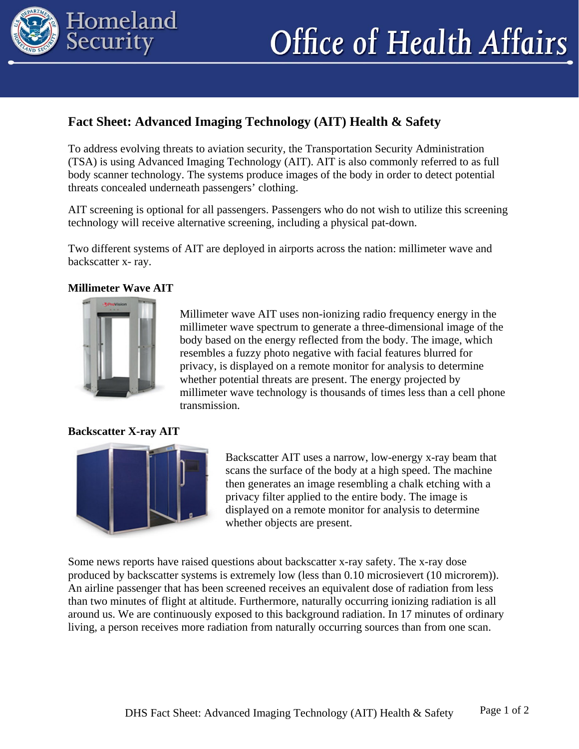# Fact Sheet: Advanced Imaging Technology (AIT) Health & Safety

To address evolving threats to aviation security, the Transportation Security Administration (TSA) is using Advanced Imaging Technology (AIT). AIT is also commonly referred to as full body scanner technology. The systems produce images of the body in order to detect potential threats concealed underneath passengers' clothing.

AIT screening is optional for all passengers. Passengers who do not wish to utilize this screening technology will receive alternative screening, including a physical pat-down.

Two different systems of AIT are deployed in airports across the nation: millimeter wave and backscatter x- ray.

### Millimeter Wave AIT

Millimeter wave AIT uses non-ionizing radio frequency energy in the millimeter wave spectrum to generate a three-dimensional image of the body based on the energy reflected from the body. The image, which resembles a fuzzy photo negative with facial features blurred for privacy, is displayed on a remote monitor for analysis to determine whether potential threats are present. The energy projected by millimeter wave technology is thousands of times less than a cell phone transmission.

### Backscatter X-ray AIT

Backscatter AIT uses a narrow, low-energy x-ray beam that scans the surface of the body at a high speed. The machine then generates an image resembling a chalk etching with a privacy filter applied to the entire body. The image is displayed on a remote monitor for analysis to determine whether objects are present.

Some news reports have raised questions about backscatter x-ray safety. The x-ray dose produced by backscatter systems is extremely low (less than 0.10 microsievert (10 microrem)). An airline passenger that has been screened receives an equivalent dose of radiation from less than two minutes of flight at altitude. Furthermore, naturally occurring ionizing radiation is all around us. We are continuously exposed to this background radiation. In 17 minutes of ordinary living, a person receives more radiation from naturally occurring sources than from one scan.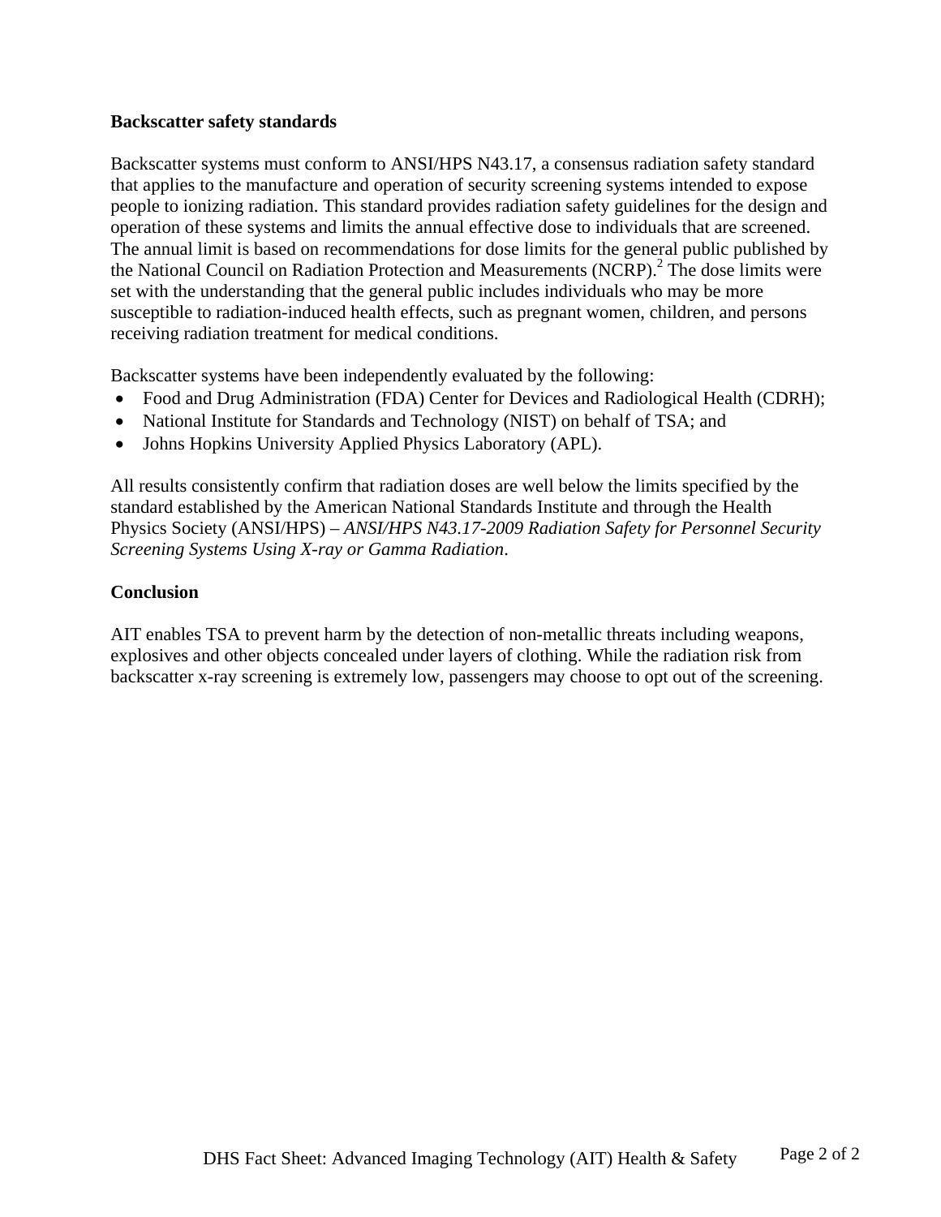**Backscatter safety standards**

Backscatter systems must conform to ANSI/HPS N43.17, a consensus radiation safety standard that applies to the manufacture and operation of security screening systems intended to expose people to ionizing radiation. This standard provides radiation safety guidelines for the design and operation of these systems and limits the annual effective dose to individuals that are screened. The annual limit is based on recommendations for dose limits for the general public published by the National Council on Radiation Protection and Measurements (NCRP).[2] The dose limits were set with the understanding that the general public includes individuals who may be more susceptible to radiation-induced health effects, such as pregnant women, children, and persons receiving radiation treatment for medical conditions.

Backscatter systems have been independently evaluated by the following:

- Food and Drug Administration (FDA) Center for Devices and Radiological Health (CDRH);
- National Institute for Standards and Technology (NIST) on behalf of TSA; and
- Johns Hopkins University Applied Physics Laboratory (APL).

All results consistently confirm that radiation doses are well below the limits specified by the standard established by the American National Standards Institute and through the Health Physics Society (ANSI/HPS) – *ANSI/HPS N43.17-2009 Radiation Safety for Personnel Security Screening Systems Using X-ray or Gamma Radiation*.

**Conclusion**

AIT enables TSA to prevent harm by the detection of non-metallic threats including weapons, explosives and other objects concealed under layers of clothing. While the radiation risk from backscatter x-ray screening is extremely low, passengers may choose to opt out of the screening.